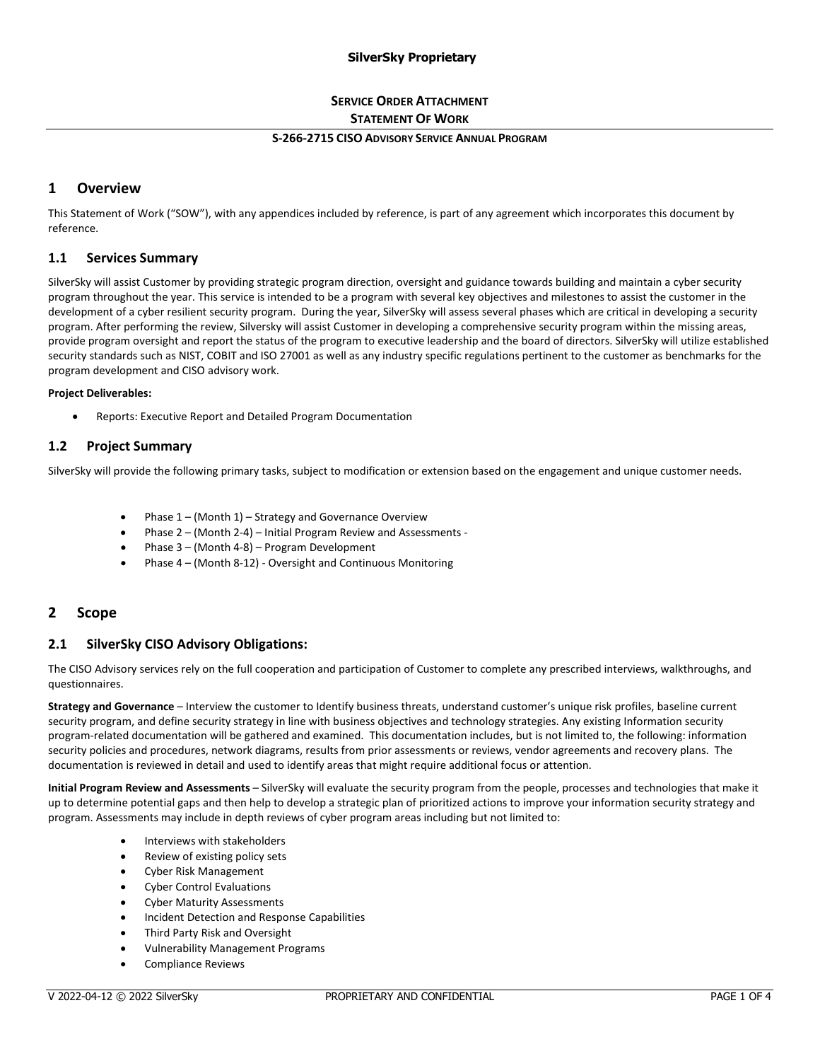**SilverSky Proprietary**

**SERVICE ORDER ATTACHMENT**

**STATEMENT OF WORK**

**S-266-2715 CISO ADVISORY SERVICE ANNUAL PROGRAM**

# 1 Overview

This Statement of Work ("SOW"), with any appendices included by reference, is part of any agreement which incorporates this document by reference.

## 1.1 Services Summary

SilverSky will assist Customer by providing strategic program direction, oversight and guidance towards building and maintain a cyber security program throughout the year. This service is intended to be a program with several key objectives and milestones to assist the customer in the development of a cyber resilient security program. During the year, SilverSky will assess several phases which are critical in developing a security program. After performing the review, Silversky will assist Customer in developing a comprehensive security program within the missing areas, provide program oversight and report the status of the program to executive leadership and the board of directors. SilverSky will utilize established security standards such as NIST, COBIT and ISO 27001 as well as any industry specific regulations pertinent to the customer as benchmarks for the program development and CISO advisory work.

**Project Deliverables:**

- Reports: Executive Report and Detailed Program Documentation

## 1.2 Project Summary

SilverSky will provide the following primary tasks, subject to modification or extension based on the engagement and unique customer needs.

- Phase 1 – (Month 1) – Strategy and Governance Overview
- Phase 2 – (Month 2-4) – Initial Program Review and Assessments -
- Phase 3 – (Month 4-8) – Program Development
- Phase 4 – (Month 8-12) - Oversight and Continuous Monitoring

# 2 Scope

## 2.1 SilverSky CISO Advisory Obligations:

The CISO Advisory services rely on the full cooperation and participation of Customer to complete any prescribed interviews, walkthroughs, and questionnaires.

**Strategy and Governance** – Interview the customer to Identify business threats, understand customer's unique risk profiles, baseline current security program, and define security strategy in line with business objectives and technology strategies. Any existing Information security program-related documentation will be gathered and examined. This documentation includes, but is not limited to, the following: information security policies and procedures, network diagrams, results from prior assessments or reviews, vendor agreements and recovery plans. The documentation is reviewed in detail and used to identify areas that might require additional focus or attention.

**Initial Program Review and Assessments** – SilverSky will evaluate the security program from the people, processes and technologies that make it up to determine potential gaps and then help to develop a strategic plan of prioritized actions to improve your information security strategy and program. Assessments may include in depth reviews of cyber program areas including but not limited to:

- Interviews with stakeholders
- Review of existing policy sets
- Cyber Risk Management
- Cyber Control Evaluations
- Cyber Maturity Assessments
- Incident Detection and Response Capabilities
- Third Party Risk and Oversight
- Vulnerability Management Programs
- Compliance Reviews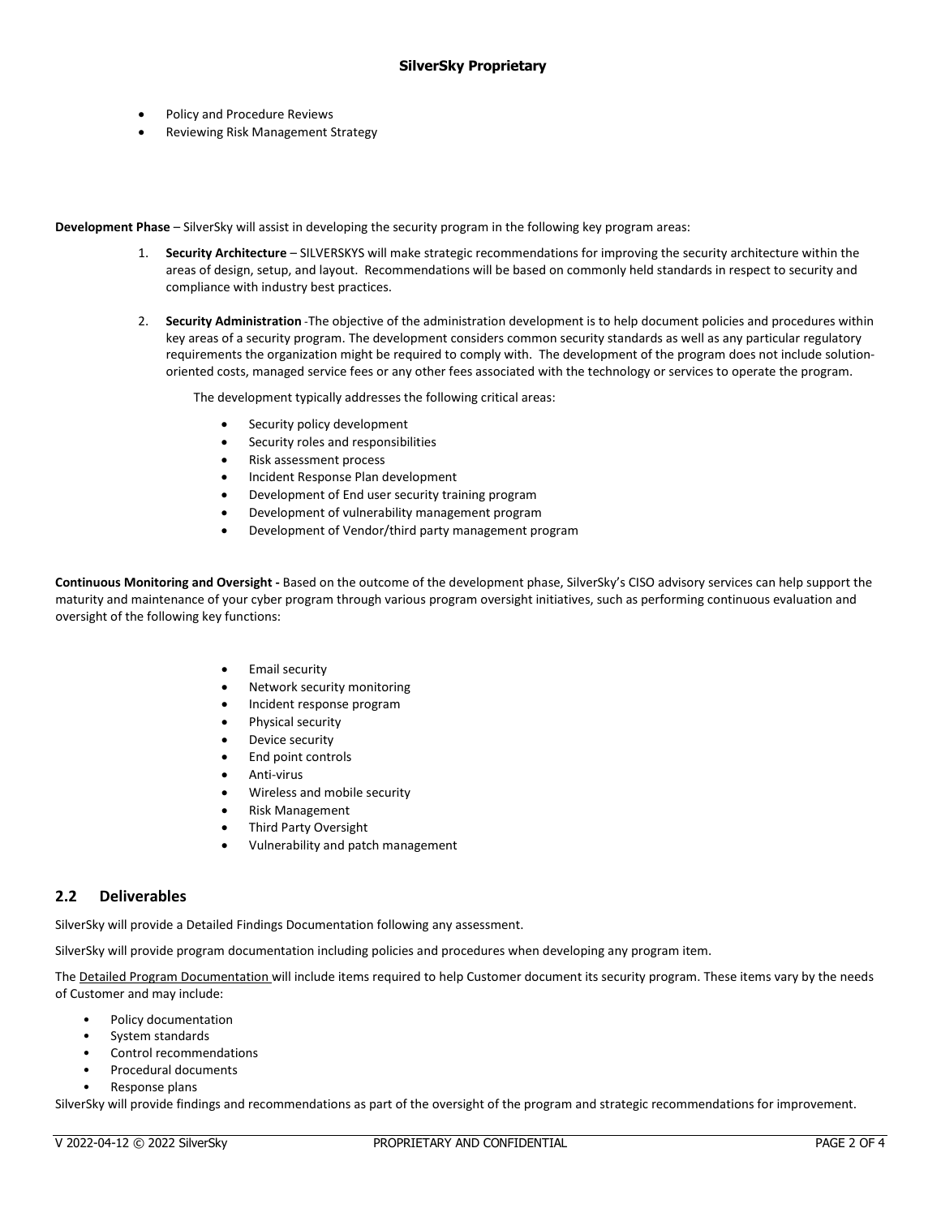- Policy and Procedure Reviews
- Reviewing Risk Management Strategy

**Development Phase** – SilverSky will assist in developing the security program in the following key program areas:

1. **Security Architecture** – SILVERSKYS will make strategic recommendations for improving the security architecture within the areas of design, setup, and layout. Recommendations will be based on commonly held standards in respect to security and compliance with industry best practices.

2. **Security Administration** -The objective of the administration development is to help document policies and procedures within key areas of a security program. The development considers common security standards as well as any particular regulatory requirements the organization might be required to comply with. The development of the program does not include solution-oriented costs, managed service fees or any other fees associated with the technology or services to operate the program.

   The development typically addresses the following critical areas:

   - Security policy development
   - Security roles and responsibilities
   - Risk assessment process
   - Incident Response Plan development
   - Development of End user security training program
   - Development of vulnerability management program
   - Development of Vendor/third party management program

**Continuous Monitoring and Oversight -** Based on the outcome of the development phase, SilverSky's CISO advisory services can help support the maturity and maintenance of your cyber program through various program oversight initiatives, such as performing continuous evaluation and oversight of the following key functions:

- Email security
- Network security monitoring
- Incident response program
- Physical security
- Device security
- End point controls
- Anti-virus
- Wireless and mobile security
- Risk Management
- Third Party Oversight
- Vulnerability and patch management

## 2.2 Deliverables

SilverSky will provide a Detailed Findings Documentation following any assessment.

SilverSky will provide program documentation including policies and procedures when developing any program item.

The Detailed Program Documentation will include items required to help Customer document its security program. These items vary by the needs of Customer and may include:

- Policy documentation
- System standards
- Control recommendations
- Procedural documents
- Response plans

SilverSky will provide findings and recommendations as part of the oversight of the program and strategic recommendations for improvement.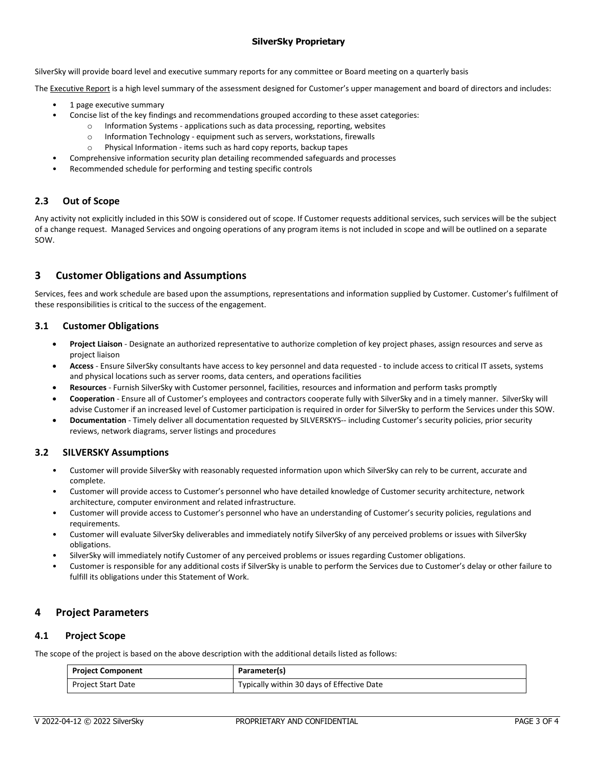SilverSky will provide board level and executive summary reports for any committee or Board meeting on a quarterly basis

The Executive Report is a high level summary of the assessment designed for Customer's upper management and board of directors and includes:

- 1 page executive summary
- Concise list of the key findings and recommendations grouped according to these asset categories:
  - Information Systems - applications such as data processing, reporting, websites
  - Information Technology - equipment such as servers, workstations, firewalls
  - Physical Information - items such as hard copy reports, backup tapes
- Comprehensive information security plan detailing recommended safeguards and processes
- Recommended schedule for performing and testing specific controls

### 2.3 Out of Scope

Any activity not explicitly included in this SOW is considered out of scope. If Customer requests additional services, such services will be the subject of a change request. Managed Services and ongoing operations of any program items is not included in scope and will be outlined on a separate SOW.

## 3 Customer Obligations and Assumptions

Services, fees and work schedule are based upon the assumptions, representations and information supplied by Customer. Customer's fulfilment of these responsibilities is critical to the success of the engagement.

### 3.1 Customer Obligations

- **Project Liaison** - Designate an authorized representative to authorize completion of key project phases, assign resources and serve as project liaison
- **Access** - Ensure SilverSky consultants have access to key personnel and data requested - to include access to critical IT assets, systems and physical locations such as server rooms, data centers, and operations facilities
- **Resources** - Furnish SilverSky with Customer personnel, facilities, resources and information and perform tasks promptly
- **Cooperation** - Ensure all of Customer's employees and contractors cooperate fully with SilverSky and in a timely manner. SilverSky will advise Customer if an increased level of Customer participation is required in order for SilverSky to perform the Services under this SOW.
- **Documentation** - Timely deliver all documentation requested by SILVERSKYS-- including Customer's security policies, prior security reviews, network diagrams, server listings and procedures

### 3.2 SILVERSKY Assumptions

- Customer will provide SilverSky with reasonably requested information upon which SilverSky can rely to be current, accurate and complete.
- Customer will provide access to Customer's personnel who have detailed knowledge of Customer security architecture, network architecture, computer environment and related infrastructure.
- Customer will provide access to Customer's personnel who have an understanding of Customer's security policies, regulations and requirements.
- Customer will evaluate SilverSky deliverables and immediately notify SilverSky of any perceived problems or issues with SilverSky obligations.
- SilverSky will immediately notify Customer of any perceived problems or issues regarding Customer obligations.
- Customer is responsible for any additional costs if SilverSky is unable to perform the Services due to Customer's delay or other failure to fulfill its obligations under this Statement of Work.

## 4 Project Parameters

### 4.1 Project Scope

The scope of the project is based on the above description with the additional details listed as follows:

| Project Component | Parameter(s) |
| --- | --- |
| Project Start Date | Typically within 30 days of Effective Date |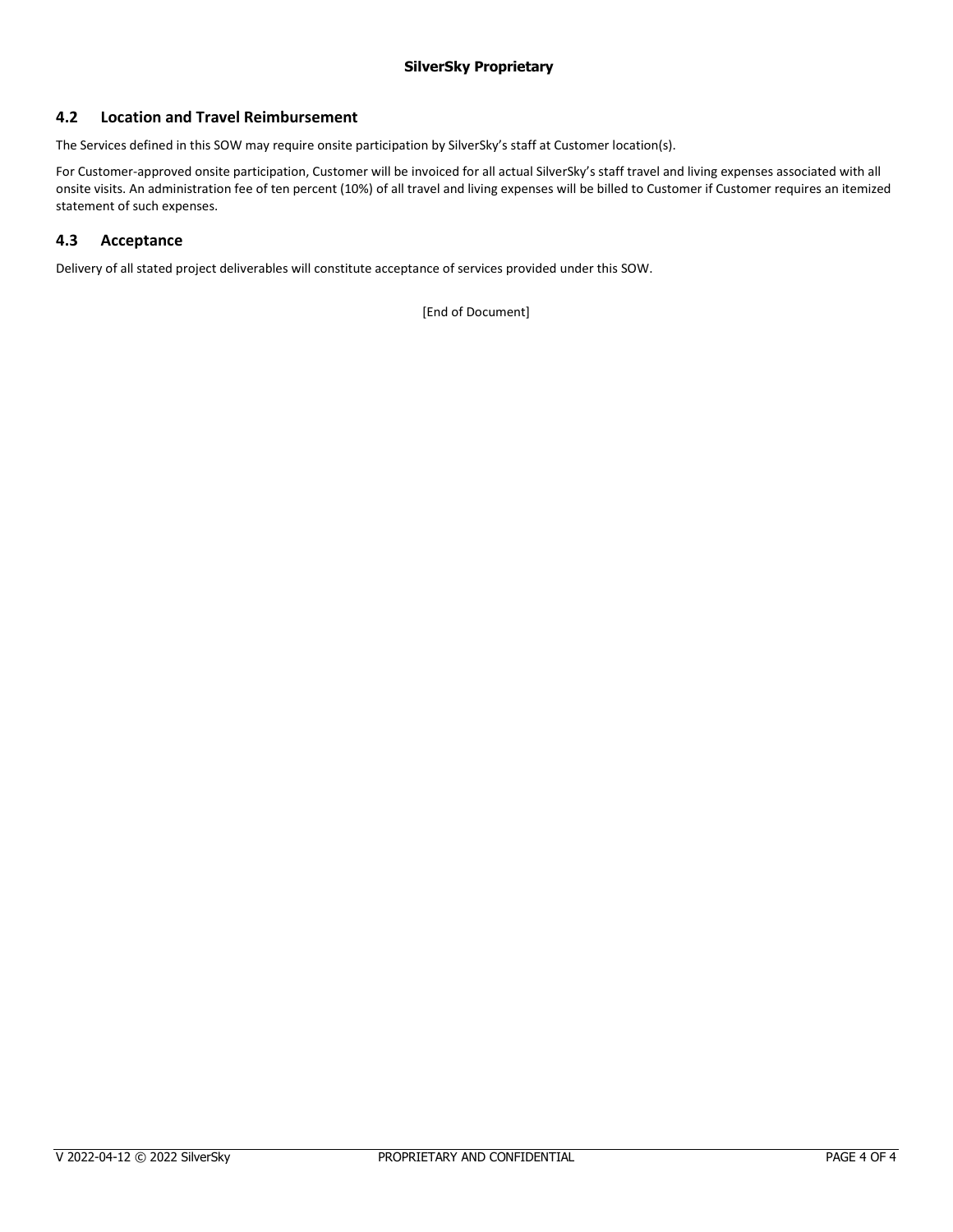## 4.2 Location and Travel Reimbursement

The Services defined in this SOW may require onsite participation by SilverSky's staff at Customer location(s).

For Customer-approved onsite participation, Customer will be invoiced for all actual SilverSky's staff travel and living expenses associated with all onsite visits. An administration fee of ten percent (10%) of all travel and living expenses will be billed to Customer if Customer requires an itemized statement of such expenses.

## 4.3 Acceptance

Delivery of all stated project deliverables will constitute acceptance of services provided under this SOW.

[End of Document]